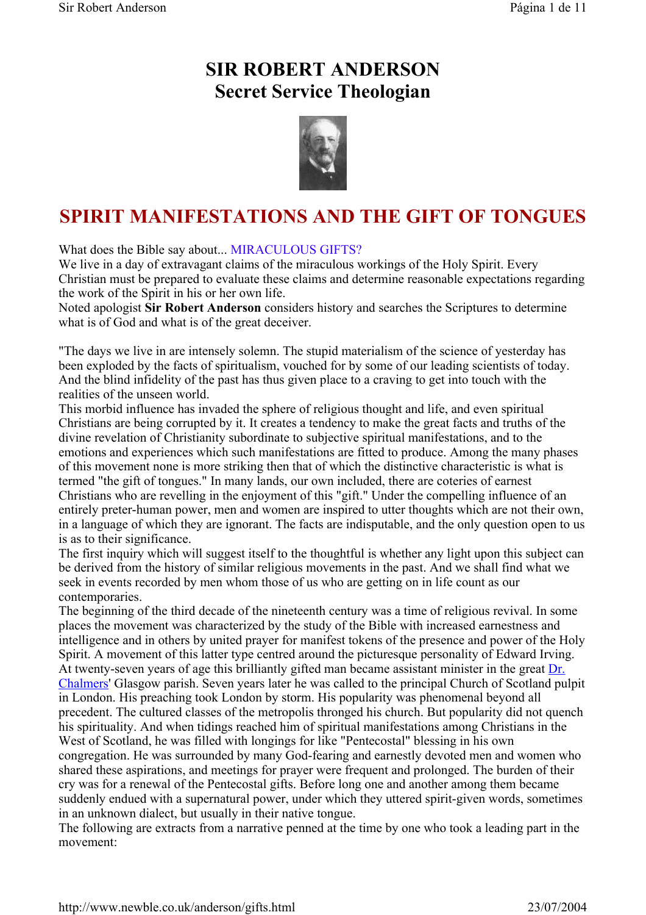# SIR ROBERT ANDERSON
# Secret Service Theologian

## SPIRIT MANIFESTATIONS AND THE GIFT OF TONGUES

What does the Bible say about... MIRACULOUS GIFTS?
We live in a day of extravagant claims of the miraculous workings of the Holy Spirit. Every Christian must be prepared to evaluate these claims and determine reasonable expectations regarding the work of the Spirit in his or her own life.
Noted apologist **Sir Robert Anderson** considers history and searches the Scriptures to determine what is of God and what is of the great deceiver.

"The days we live in are intensely solemn. The stupid materialism of the science of yesterday has been exploded by the facts of spiritualism, vouched for by some of our leading scientists of today. And the blind infidelity of the past has thus given place to a craving to get into touch with the realities of the unseen world.
This morbid influence has invaded the sphere of religious thought and life, and even spiritual Christians are being corrupted by it. It creates a tendency to make the great facts and truths of the divine revelation of Christianity subordinate to subjective spiritual manifestations, and to the emotions and experiences which such manifestations are fitted to produce. Among the many phases of this movement none is more striking then that of which the distinctive characteristic is what is termed "the gift of tongues." In many lands, our own included, there are coteries of earnest Christians who are revelling in the enjoyment of this "gift." Under the compelling influence of an entirely preter-human power, men and women are inspired to utter thoughts which are not their own, in a language of which they are ignorant. The facts are indisputable, and the only question open to us is as to their significance.
The first inquiry which will suggest itself to the thoughtful is whether any light upon this subject can be derived from the history of similar religious movements in the past. And we shall find what we seek in events recorded by men whom those of us who are getting on in life count as our contemporaries.
The beginning of the third decade of the nineteenth century was a time of religious revival. In some places the movement was characterized by the study of the Bible with increased earnestness and intelligence and in others by united prayer for manifest tokens of the presence and power of the Holy Spirit. A movement of this latter type centred around the picturesque personality of Edward Irving. At twenty-seven years of age this brilliantly gifted man became assistant minister in the great Dr. Chalmers' Glasgow parish. Seven years later he was called to the principal Church of Scotland pulpit in London. His preaching took London by storm. His popularity was phenomenal beyond all precedent. The cultured classes of the metropolis thronged his church. But popularity did not quench his spirituality. And when tidings reached him of spiritual manifestations among Christians in the West of Scotland, he was filled with longings for like "Pentecostal" blessing in his own congregation. He was surrounded by many God-fearing and earnestly devoted men and women who shared these aspirations, and meetings for prayer were frequent and prolonged. The burden of their cry was for a renewal of the Pentecostal gifts. Before long one and another among them became suddenly endued with a supernatural power, under which they uttered spirit-given words, sometimes in an unknown dialect, but usually in their native tongue.
The following are extracts from a narrative penned at the time by one who took a leading part in the movement: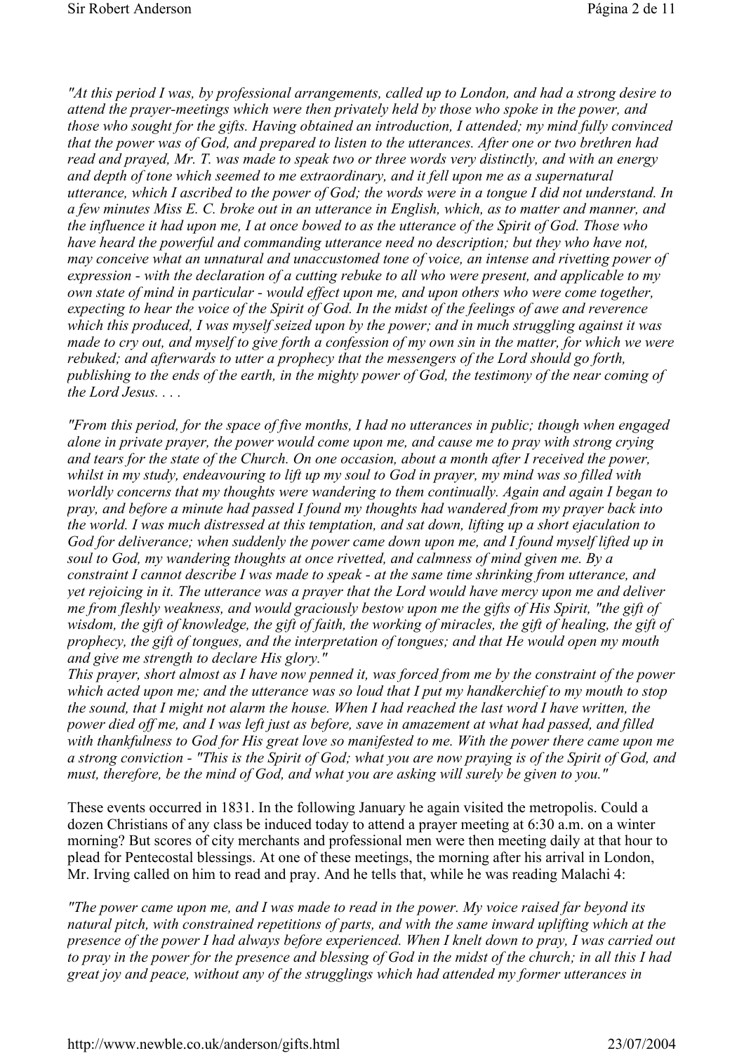*"At this period I was, by professional arrangements, called up to London, and had a strong desire to attend the prayer-meetings which were then privately held by those who spoke in the power, and those who sought for the gifts. Having obtained an introduction, I attended; my mind fully convinced that the power was of God, and prepared to listen to the utterances. After one or two brethren had read and prayed, Mr. T. was made to speak two or three words very distinctly, and with an energy and depth of tone which seemed to me extraordinary, and it fell upon me as a supernatural utterance, which I ascribed to the power of God; the words were in a tongue I did not understand. In a few minutes Miss E. C. broke out in an utterance in English, which, as to matter and manner, and the influence it had upon me, I at once bowed to as the utterance of the Spirit of God. Those who have heard the powerful and commanding utterance need no description; but they who have not, may conceive what an unnatural and unaccustomed tone of voice, an intense and rivetting power of expression - with the declaration of a cutting rebuke to all who were present, and applicable to my own state of mind in particular - would effect upon me, and upon others who were come together, expecting to hear the voice of the Spirit of God. In the midst of the feelings of awe and reverence which this produced, I was myself seized upon by the power; and in much struggling against it was made to cry out, and myself to give forth a confession of my own sin in the matter, for which we were rebuked; and afterwards to utter a prophecy that the messengers of the Lord should go forth, publishing to the ends of the earth, in the mighty power of God, the testimony of the near coming of the Lord Jesus. . . .*

*"From this period, for the space of five months, I had no utterances in public; though when engaged alone in private prayer, the power would come upon me, and cause me to pray with strong crying and tears for the state of the Church. On one occasion, about a month after I received the power, whilst in my study, endeavouring to lift up my soul to God in prayer, my mind was so filled with worldly concerns that my thoughts were wandering to them continually. Again and again I began to pray, and before a minute had passed I found my thoughts had wandered from my prayer back into the world. I was much distressed at this temptation, and sat down, lifting up a short ejaculation to God for deliverance; when suddenly the power came down upon me, and I found myself lifted up in soul to God, my wandering thoughts at once rivetted, and calmness of mind given me. By a constraint I cannot describe I was made to speak - at the same time shrinking from utterance, and yet rejoicing in it. The utterance was a prayer that the Lord would have mercy upon me and deliver me from fleshly weakness, and would graciously bestow upon me the gifts of His Spirit, "the gift of wisdom, the gift of knowledge, the gift of faith, the working of miracles, the gift of healing, the gift of prophecy, the gift of tongues, and the interpretation of tongues; and that He would open my mouth and give me strength to declare His glory."*
*This prayer, short almost as I have now penned it, was forced from me by the constraint of the power which acted upon me; and the utterance was so loud that I put my handkerchief to my mouth to stop the sound, that I might not alarm the house. When I had reached the last word I have written, the power died off me, and I was left just as before, save in amazement at what had passed, and filled with thankfulness to God for His great love so manifested to me. With the power there came upon me a strong conviction - "This is the Spirit of God; what you are now praying is of the Spirit of God, and must, therefore, be the mind of God, and what you are asking will surely be given to you."*

These events occurred in 1831. In the following January he again visited the metropolis. Could a dozen Christians of any class be induced today to attend a prayer meeting at 6:30 a.m. on a winter morning? But scores of city merchants and professional men were then meeting daily at that hour to plead for Pentecostal blessings. At one of these meetings, the morning after his arrival in London, Mr. Irving called on him to read and pray. And he tells that, while he was reading Malachi 4:

*"The power came upon me, and I was made to read in the power. My voice raised far beyond its natural pitch, with constrained repetitions of parts, and with the same inward uplifting which at the presence of the power I had always before experienced. When I knelt down to pray, I was carried out to pray in the power for the presence and blessing of God in the midst of the church; in all this I had great joy and peace, without any of the strugglings which had attended my former utterances in*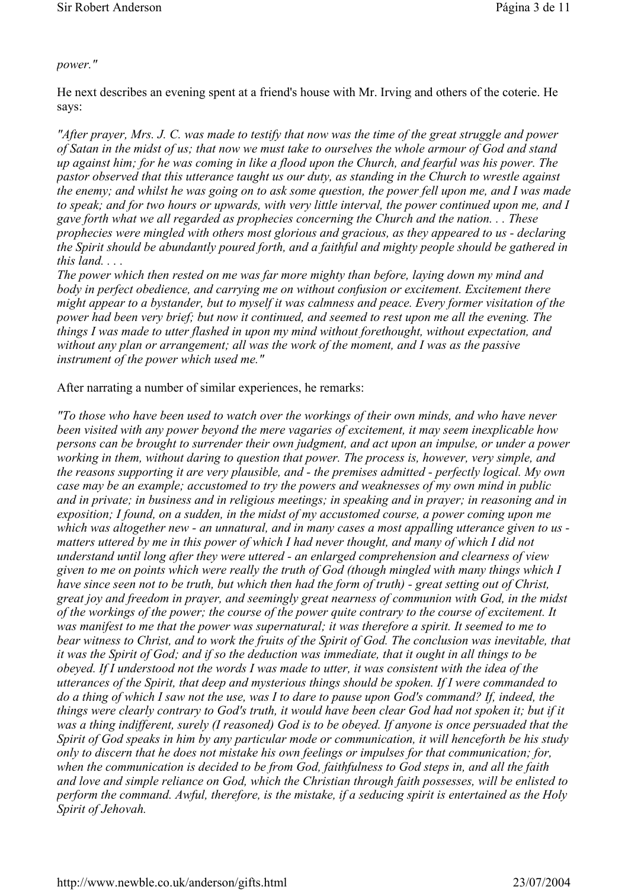*power."*

He next describes an evening spent at a friend's house with Mr. Irving and others of the coterie. He says:

*"After prayer, Mrs. J. C. was made to testify that now was the time of the great struggle and power of Satan in the midst of us; that now we must take to ourselves the whole armour of God and stand up against him; for he was coming in like a flood upon the Church, and fearful was his power. The pastor observed that this utterance taught us our duty, as standing in the Church to wrestle against the enemy; and whilst he was going on to ask some question, the power fell upon me, and I was made to speak; and for two hours or upwards, with very little interval, the power continued upon me, and I gave forth what we all regarded as prophecies concerning the Church and the nation. . . These prophecies were mingled with others most glorious and gracious, as they appeared to us - declaring the Spirit should be abundantly poured forth, and a faithful and mighty people should be gathered in this land. . . .*
*The power which then rested on me was far more mighty than before, laying down my mind and body in perfect obedience, and carrying me on without confusion or excitement. Excitement there might appear to a bystander, but to myself it was calmness and peace. Every former visitation of the power had been very brief; but now it continued, and seemed to rest upon me all the evening. The things I was made to utter flashed in upon my mind without forethought, without expectation, and without any plan or arrangement; all was the work of the moment, and I was as the passive instrument of the power which used me."*

After narrating a number of similar experiences, he remarks:

*"To those who have been used to watch over the workings of their own minds, and who have never been visited with any power beyond the mere vagaries of excitement, it may seem inexplicable how persons can be brought to surrender their own judgment, and act upon an impulse, or under a power working in them, without daring to question that power. The process is, however, very simple, and the reasons supporting it are very plausible, and - the premises admitted - perfectly logical. My own case may be an example; accustomed to try the powers and weaknesses of my own mind in public and in private; in business and in religious meetings; in speaking and in prayer; in reasoning and in exposition; I found, on a sudden, in the midst of my accustomed course, a power coming upon me which was altogether new - an unnatural, and in many cases a most appalling utterance given to us - matters uttered by me in this power of which I had never thought, and many of which I did not understand until long after they were uttered - an enlarged comprehension and clearness of view given to me on points which were really the truth of God (though mingled with many things which I have since seen not to be truth, but which then had the form of truth) - great setting out of Christ, great joy and freedom in prayer, and seemingly great nearness of communion with God, in the midst of the workings of the power; the course of the power quite contrary to the course of excitement. It was manifest to me that the power was supernatural; it was therefore a spirit. It seemed to me to bear witness to Christ, and to work the fruits of the Spirit of God. The conclusion was inevitable, that it was the Spirit of God; and if so the deduction was immediate, that it ought in all things to be obeyed. If I understood not the words I was made to utter, it was consistent with the idea of the utterances of the Spirit, that deep and mysterious things should be spoken. If I were commanded to do a thing of which I saw not the use, was I to dare to pause upon God's command? If, indeed, the things were clearly contrary to God's truth, it would have been clear God had not spoken it; but if it was a thing indifferent, surely (I reasoned) God is to be obeyed. If anyone is once persuaded that the Spirit of God speaks in him by any particular mode or communication, it will henceforth be his study only to discern that he does not mistake his own feelings or impulses for that communication; for, when the communication is decided to be from God, faithfulness to God steps in, and all the faith and love and simple reliance on God, which the Christian through faith possesses, will be enlisted to perform the command. Awful, therefore, is the mistake, if a seducing spirit is entertained as the Holy Spirit of Jehovah.*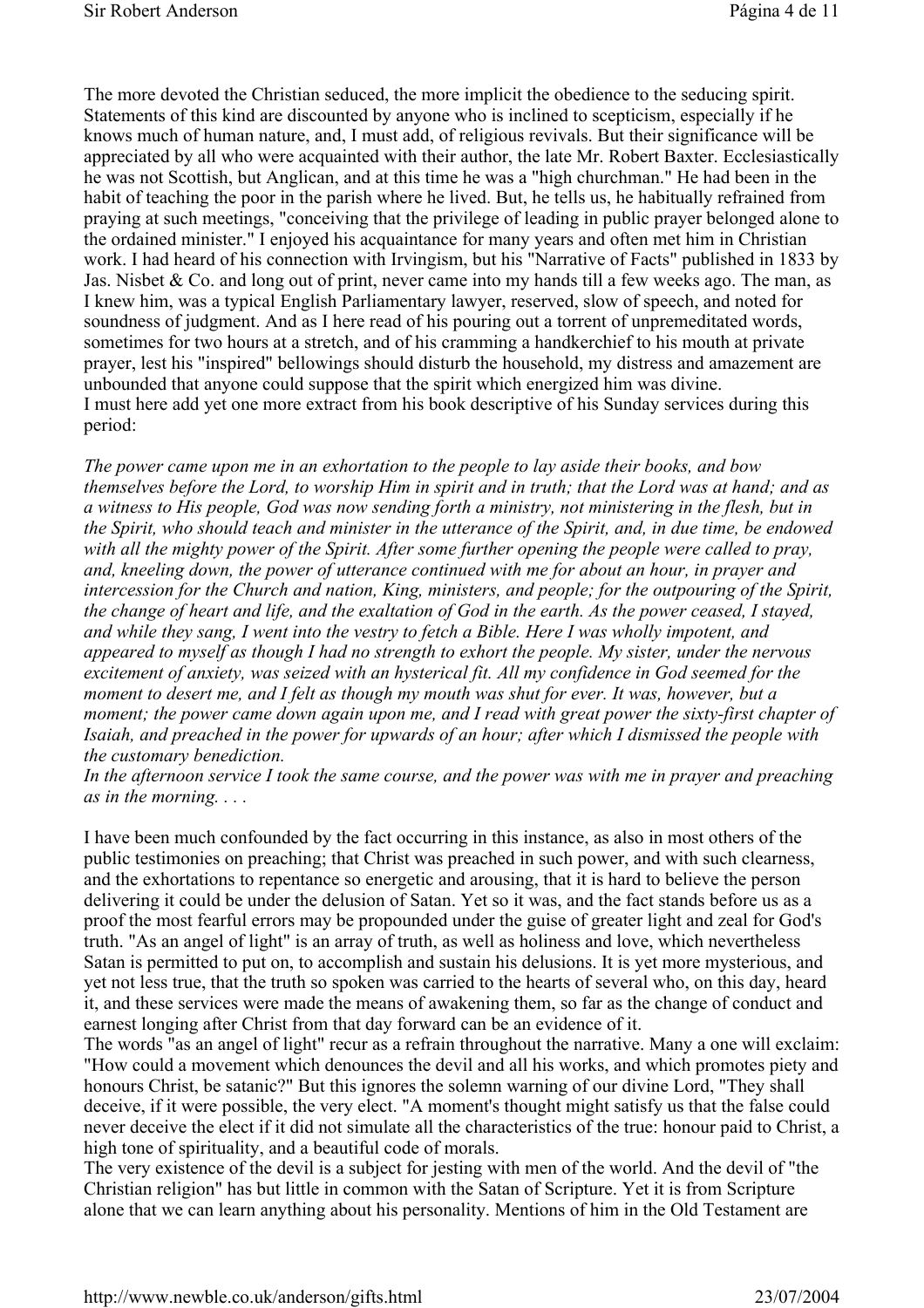The more devoted the Christian seduced, the more implicit the obedience to the seducing spirit. Statements of this kind are discounted by anyone who is inclined to scepticism, especially if he knows much of human nature, and, I must add, of religious revivals. But their significance will be appreciated by all who were acquainted with their author, the late Mr. Robert Baxter. Ecclesiastically he was not Scottish, but Anglican, and at this time he was a "high churchman." He had been in the habit of teaching the poor in the parish where he lived. But, he tells us, he habitually refrained from praying at such meetings, "conceiving that the privilege of leading in public prayer belonged alone to the ordained minister." I enjoyed his acquaintance for many years and often met him in Christian work. I had heard of his connection with Irvingism, but his "Narrative of Facts" published in 1833 by Jas. Nisbet & Co. and long out of print, never came into my hands till a few weeks ago. The man, as I knew him, was a typical English Parliamentary lawyer, reserved, slow of speech, and noted for soundness of judgment. And as I here read of his pouring out a torrent of unpremeditated words, sometimes for two hours at a stretch, and of his cramming a handkerchief to his mouth at private prayer, lest his "inspired" bellowings should disturb the household, my distress and amazement are unbounded that anyone could suppose that the spirit which energized him was divine.
I must here add yet one more extract from his book descriptive of his Sunday services during this period:

*The power came upon me in an exhortation to the people to lay aside their books, and bow themselves before the Lord, to worship Him in spirit and in truth; that the Lord was at hand; and as a witness to His people, God was now sending forth a ministry, not ministering in the flesh, but in the Spirit, who should teach and minister in the utterance of the Spirit, and, in due time, be endowed with all the mighty power of the Spirit. After some further opening the people were called to pray, and, kneeling down, the power of utterance continued with me for about an hour, in prayer and intercession for the Church and nation, King, ministers, and people; for the outpouring of the Spirit, the change of heart and life, and the exaltation of God in the earth. As the power ceased, I stayed, and while they sang, I went into the vestry to fetch a Bible. Here I was wholly impotent, and appeared to myself as though I had no strength to exhort the people. My sister, under the nervous excitement of anxiety, was seized with an hysterical fit. All my confidence in God seemed for the moment to desert me, and I felt as though my mouth was shut for ever. It was, however, but a moment; the power came down again upon me, and I read with great power the sixty-first chapter of Isaiah, and preached in the power for upwards of an hour; after which I dismissed the people with the customary benediction.*
*In the afternoon service I took the same course, and the power was with me in prayer and preaching as in the morning. . . .*

I have been much confounded by the fact occurring in this instance, as also in most others of the public testimonies on preaching; that Christ was preached in such power, and with such clearness, and the exhortations to repentance so energetic and arousing, that it is hard to believe the person delivering it could be under the delusion of Satan. Yet so it was, and the fact stands before us as a proof the most fearful errors may be propounded under the guise of greater light and zeal for God's truth. "As an angel of light" is an array of truth, as well as holiness and love, which nevertheless Satan is permitted to put on, to accomplish and sustain his delusions. It is yet more mysterious, and yet not less true, that the truth so spoken was carried to the hearts of several who, on this day, heard it, and these services were made the means of awakening them, so far as the change of conduct and earnest longing after Christ from that day forward can be an evidence of it.
The words "as an angel of light" recur as a refrain throughout the narrative. Many a one will exclaim: "How could a movement which denounces the devil and all his works, and which promotes piety and honours Christ, be satanic?" But this ignores the solemn warning of our divine Lord, "They shall deceive, if it were possible, the very elect. "A moment's thought might satisfy us that the false could never deceive the elect if it did not simulate all the characteristics of the true: honour paid to Christ, a high tone of spirituality, and a beautiful code of morals.
The very existence of the devil is a subject for jesting with men of the world. And the devil of "the Christian religion" has but little in common with the Satan of Scripture. Yet it is from Scripture alone that we can learn anything about his personality. Mentions of him in the Old Testament are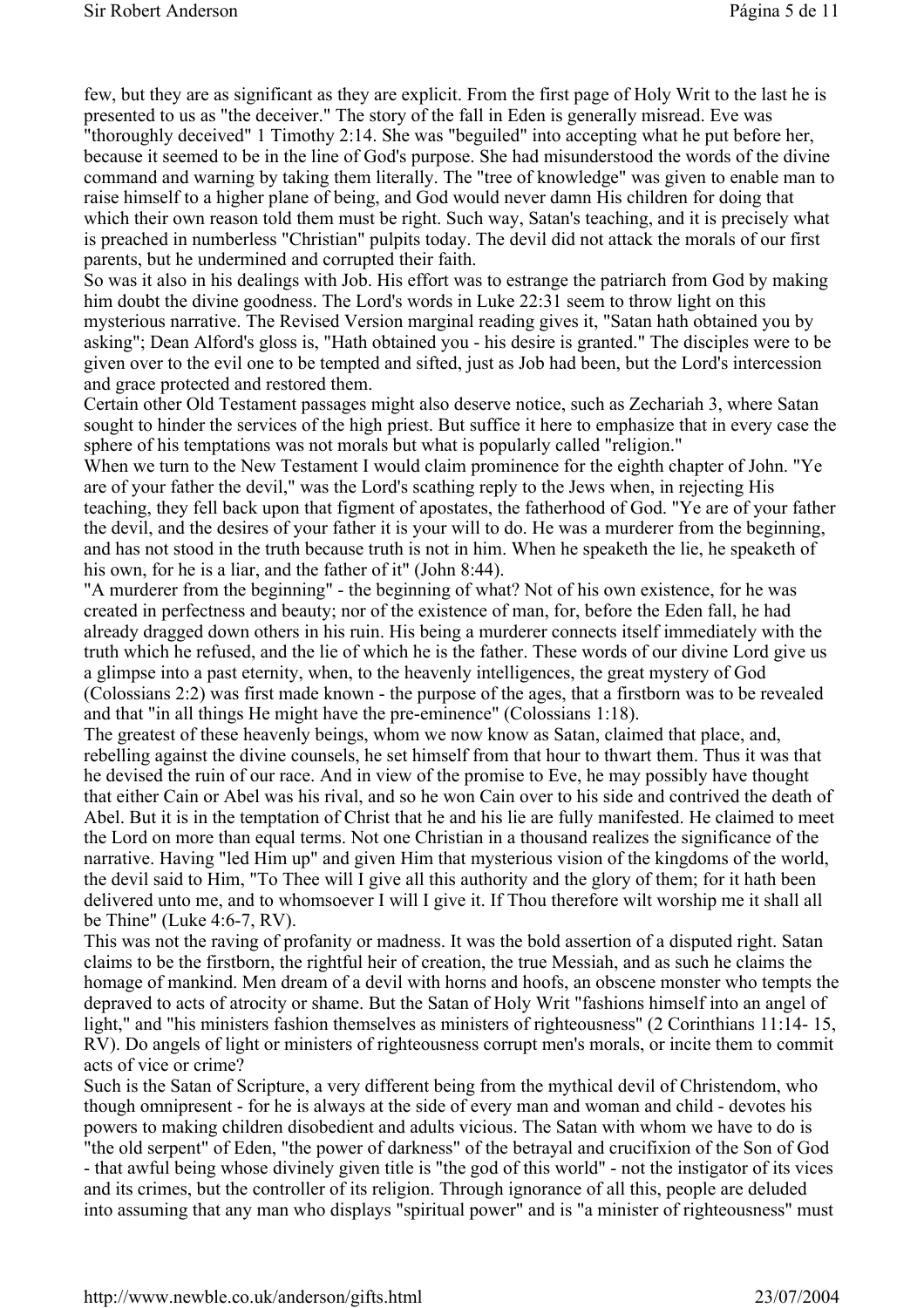few, but they are as significant as they are explicit. From the first page of Holy Writ to the last he is presented to us as "the deceiver." The story of the fall in Eden is generally misread. Eve was "thoroughly deceived" 1 Timothy 2:14. She was "beguiled" into accepting what he put before her, because it seemed to be in the line of God's purpose. She had misunderstood the words of the divine command and warning by taking them literally. The "tree of knowledge" was given to enable man to raise himself to a higher plane of being, and God would never damn His children for doing that which their own reason told them must be right. Such way, Satan's teaching, and it is precisely what is preached in numberless "Christian" pulpits today. The devil did not attack the morals of our first parents, but he undermined and corrupted their faith.

So was it also in his dealings with Job. His effort was to estrange the patriarch from God by making him doubt the divine goodness. The Lord's words in Luke 22:31 seem to throw light on this mysterious narrative. The Revised Version marginal reading gives it, "Satan hath obtained you by asking"; Dean Alford's gloss is, "Hath obtained you - his desire is granted." The disciples were to be given over to the evil one to be tempted and sifted, just as Job had been, but the Lord's intercession and grace protected and restored them.

Certain other Old Testament passages might also deserve notice, such as Zechariah 3, where Satan sought to hinder the services of the high priest. But suffice it here to emphasize that in every case the sphere of his temptations was not morals but what is popularly called "religion."

When we turn to the New Testament I would claim prominence for the eighth chapter of John. "Ye are of your father the devil," was the Lord's scathing reply to the Jews when, in rejecting His teaching, they fell back upon that figment of apostates, the fatherhood of God. "Ye are of your father the devil, and the desires of your father it is your will to do. He was a murderer from the beginning, and has not stood in the truth because truth is not in him. When he speaketh the lie, he speaketh of his own, for he is a liar, and the father of it" (John 8:44).

"A murderer from the beginning" - the beginning of what? Not of his own existence, for he was created in perfectness and beauty; nor of the existence of man, for, before the Eden fall, he had already dragged down others in his ruin. His being a murderer connects itself immediately with the truth which he refused, and the lie of which he is the father. These words of our divine Lord give us a glimpse into a past eternity, when, to the heavenly intelligences, the great mystery of God (Colossians 2:2) was first made known - the purpose of the ages, that a firstborn was to be revealed and that "in all things He might have the pre-eminence" (Colossians 1:18).

The greatest of these heavenly beings, whom we now know as Satan, claimed that place, and, rebelling against the divine counsels, he set himself from that hour to thwart them. Thus it was that he devised the ruin of our race. And in view of the promise to Eve, he may possibly have thought that either Cain or Abel was his rival, and so he won Cain over to his side and contrived the death of Abel. But it is in the temptation of Christ that he and his lie are fully manifested. He claimed to meet the Lord on more than equal terms. Not one Christian in a thousand realizes the significance of the narrative. Having "led Him up" and given Him that mysterious vision of the kingdoms of the world, the devil said to Him, "To Thee will I give all this authority and the glory of them; for it hath been delivered unto me, and to whomsoever I will I give it. If Thou therefore wilt worship me it shall all be Thine" (Luke 4:6-7, RV).

This was not the raving of profanity or madness. It was the bold assertion of a disputed right. Satan claims to be the firstborn, the rightful heir of creation, the true Messiah, and as such he claims the homage of mankind. Men dream of a devil with horns and hoofs, an obscene monster who tempts the depraved to acts of atrocity or shame. But the Satan of Holy Writ "fashions himself into an angel of light," and "his ministers fashion themselves as ministers of righteousness" (2 Corinthians 11:14- 15, RV). Do angels of light or ministers of righteousness corrupt men's morals, or incite them to commit acts of vice or crime?

Such is the Satan of Scripture, a very different being from the mythical devil of Christendom, who though omnipresent - for he is always at the side of every man and woman and child - devotes his powers to making children disobedient and adults vicious. The Satan with whom we have to do is "the old serpent" of Eden, "the power of darkness" of the betrayal and crucifixion of the Son of God - that awful being whose divinely given title is "the god of this world" - not the instigator of its vices and its crimes, but the controller of its religion. Through ignorance of all this, people are deluded into assuming that any man who displays "spiritual power" and is "a minister of righteousness" must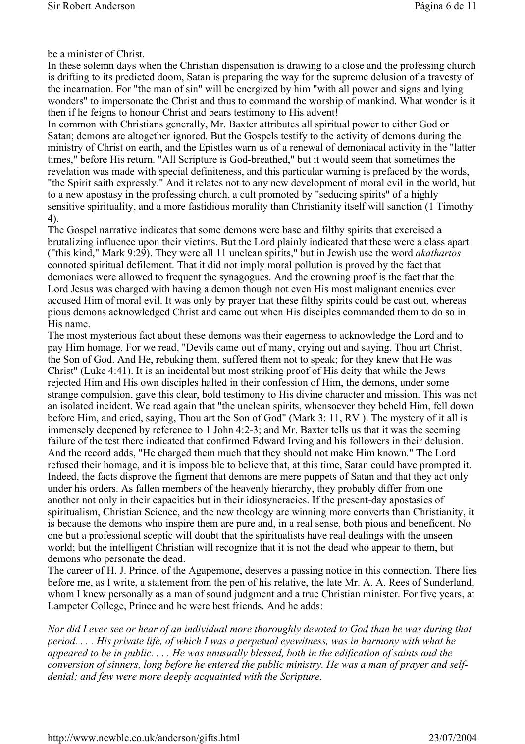be a minister of Christ.

In these solemn days when the Christian dispensation is drawing to a close and the professing church is drifting to its predicted doom, Satan is preparing the way for the supreme delusion of a travesty of the incarnation. For "the man of sin" will be energized by him "with all power and signs and lying wonders" to impersonate the Christ and thus to command the worship of mankind. What wonder is it then if he feigns to honour Christ and bears testimony to His advent!

In common with Christians generally, Mr. Baxter attributes all spiritual power to either God or Satan; demons are altogether ignored. But the Gospels testify to the activity of demons during the ministry of Christ on earth, and the Epistles warn us of a renewal of demoniacal activity in the "latter times," before His return. "All Scripture is God-breathed," but it would seem that sometimes the revelation was made with special definiteness, and this particular warning is prefaced by the words, "the Spirit saith expressly." And it relates not to any new development of moral evil in the world, but to a new apostasy in the professing church, a cult promoted by "seducing spirits" of a highly sensitive spirituality, and a more fastidious morality than Christianity itself will sanction (1 Timothy 4).

The Gospel narrative indicates that some demons were base and filthy spirits that exercised a brutalizing influence upon their victims. But the Lord plainly indicated that these were a class apart ("this kind," Mark 9:29). They were all 11 unclean spirits," but in Jewish use the word *akathartos* connoted spiritual defilement. That it did not imply moral pollution is proved by the fact that demoniacs were allowed to frequent the synagogues. And the crowning proof is the fact that the Lord Jesus was charged with having a demon though not even His most malignant enemies ever accused Him of moral evil. It was only by prayer that these filthy spirits could be cast out, whereas pious demons acknowledged Christ and came out when His disciples commanded them to do so in His name.

The most mysterious fact about these demons was their eagerness to acknowledge the Lord and to pay Him homage. For we read, "Devils came out of many, crying out and saying, Thou art Christ, the Son of God. And He, rebuking them, suffered them not to speak; for they knew that He was Christ" (Luke 4:41). It is an incidental but most striking proof of His deity that while the Jews rejected Him and His own disciples halted in their confession of Him, the demons, under some strange compulsion, gave this clear, bold testimony to His divine character and mission. This was not an isolated incident. We read again that "the unclean spirits, whensoever they beheld Him, fell down before Him, and cried, saying, Thou art the Son of God" (Mark 3: 11, RV ). The mystery of it all is immensely deepened by reference to 1 John 4:2-3; and Mr. Baxter tells us that it was the seeming failure of the test there indicated that confirmed Edward Irving and his followers in their delusion. And the record adds, "He charged them much that they should not make Him known." The Lord refused their homage, and it is impossible to believe that, at this time, Satan could have prompted it. Indeed, the facts disprove the figment that demons are mere puppets of Satan and that they act only under his orders. As fallen members of the heavenly hierarchy, they probably differ from one another not only in their capacities but in their idiosyncracies. If the present-day apostasies of spiritualism, Christian Science, and the new theology are winning more converts than Christianity, it is because the demons who inspire them are pure and, in a real sense, both pious and beneficent. No one but a professional sceptic will doubt that the spiritualists have real dealings with the unseen world; but the intelligent Christian will recognize that it is not the dead who appear to them, but demons who personate the dead.

The career of H. J. Prince, of the Agapemone, deserves a passing notice in this connection. There lies before me, as I write, a statement from the pen of his relative, the late Mr. A. A. Rees of Sunderland, whom I knew personally as a man of sound judgment and a true Christian minister. For five years, at Lampeter College, Prince and he were best friends. And he adds:

*Nor did I ever see or hear of an individual more thoroughly devoted to God than he was during that period. . . . His private life, of which I was a perpetual eyewitness, was in harmony with what he appeared to be in public. . . . He was unusually blessed, both in the edification of saints and the conversion of sinners, long before he entered the public ministry. He was a man of prayer and self-denial; and few were more deeply acquainted with the Scripture.*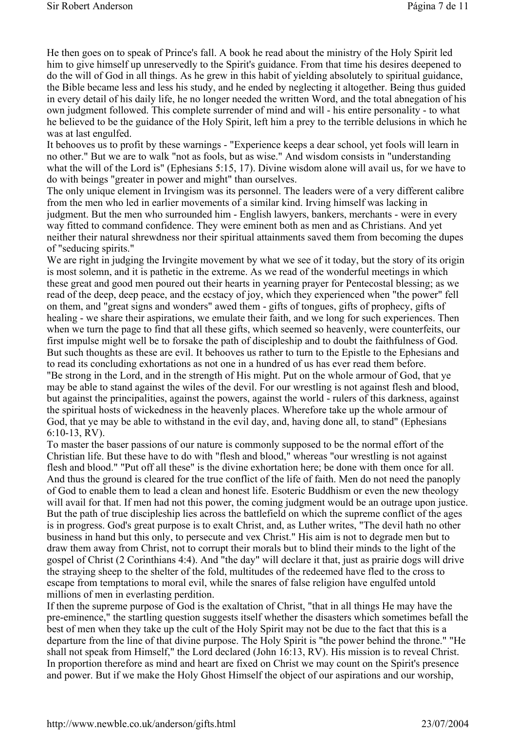He then goes on to speak of Prince's fall. A book he read about the ministry of the Holy Spirit led him to give himself up unreservedly to the Spirit's guidance. From that time his desires deepened to do the will of God in all things. As he grew in this habit of yielding absolutely to spiritual guidance, the Bible became less and less his study, and he ended by neglecting it altogether. Being thus guided in every detail of his daily life, he no longer needed the written Word, and the total abnegation of his own judgment followed. This complete surrender of mind and will - his entire personality - to what he believed to be the guidance of the Holy Spirit, left him a prey to the terrible delusions in which he was at last engulfed.

It behooves us to profit by these warnings - "Experience keeps a dear school, yet fools will learn in no other." But we are to walk "not as fools, but as wise." And wisdom consists in "understanding what the will of the Lord is" (Ephesians 5:15, 17). Divine wisdom alone will avail us, for we have to do with beings "greater in power and might" than ourselves.

The only unique element in Irvingism was its personnel. The leaders were of a very different calibre from the men who led in earlier movements of a similar kind. Irving himself was lacking in judgment. But the men who surrounded him - English lawyers, bankers, merchants - were in every way fitted to command confidence. They were eminent both as men and as Christians. And yet neither their natural shrewdness nor their spiritual attainments saved them from becoming the dupes of "seducing spirits."

We are right in judging the Irvingite movement by what we see of it today, but the story of its origin is most solemn, and it is pathetic in the extreme. As we read of the wonderful meetings in which these great and good men poured out their hearts in yearning prayer for Pentecostal blessing; as we read of the deep, deep peace, and the ecstacy of joy, which they experienced when "the power" fell on them, and "great signs and wonders" awed them - gifts of tongues, gifts of prophecy, gifts of healing - we share their aspirations, we emulate their faith, and we long for such experiences. Then when we turn the page to find that all these gifts, which seemed so heavenly, were counterfeits, our first impulse might well be to forsake the path of discipleship and to doubt the faithfulness of God. But such thoughts as these are evil. It behooves us rather to turn to the Epistle to the Ephesians and to read its concluding exhortations as not one in a hundred of us has ever read them before.

"Be strong in the Lord, and in the strength of His might. Put on the whole armour of God, that ye may be able to stand against the wiles of the devil. For our wrestling is not against flesh and blood, but against the principalities, against the powers, against the world - rulers of this darkness, against the spiritual hosts of wickedness in the heavenly places. Wherefore take up the whole armour of God, that ye may be able to withstand in the evil day, and, having done all, to stand" (Ephesians 6:10-13, RV).

To master the baser passions of our nature is commonly supposed to be the normal effort of the Christian life. But these have to do with "flesh and blood," whereas "our wrestling is not against flesh and blood." "Put off all these" is the divine exhortation here; be done with them once for all. And thus the ground is cleared for the true conflict of the life of faith. Men do not need the panoply of God to enable them to lead a clean and honest life. Esoteric Buddhism or even the new theology will avail for that. If men had not this power, the coming judgment would be an outrage upon justice. But the path of true discipleship lies across the battlefield on which the supreme conflict of the ages is in progress. God's great purpose is to exalt Christ, and, as Luther writes, "The devil hath no other business in hand but this only, to persecute and vex Christ." His aim is not to degrade men but to draw them away from Christ, not to corrupt their morals but to blind their minds to the light of the gospel of Christ (2 Corinthians 4:4). And "the day" will declare it that, just as prairie dogs will drive the straying sheep to the shelter of the fold, multitudes of the redeemed have fled to the cross to escape from temptations to moral evil, while the snares of false religion have engulfed untold millions of men in everlasting perdition.

If then the supreme purpose of God is the exaltation of Christ, "that in all things He may have the pre-eminence," the startling question suggests itself whether the disasters which sometimes befall the best of men when they take up the cult of the Holy Spirit may not be due to the fact that this is a departure from the line of that divine purpose. The Holy Spirit is "the power behind the throne." "He shall not speak from Himself," the Lord declared (John 16:13, RV). His mission is to reveal Christ. In proportion therefore as mind and heart are fixed on Christ we may count on the Spirit's presence and power. But if we make the Holy Ghost Himself the object of our aspirations and our worship,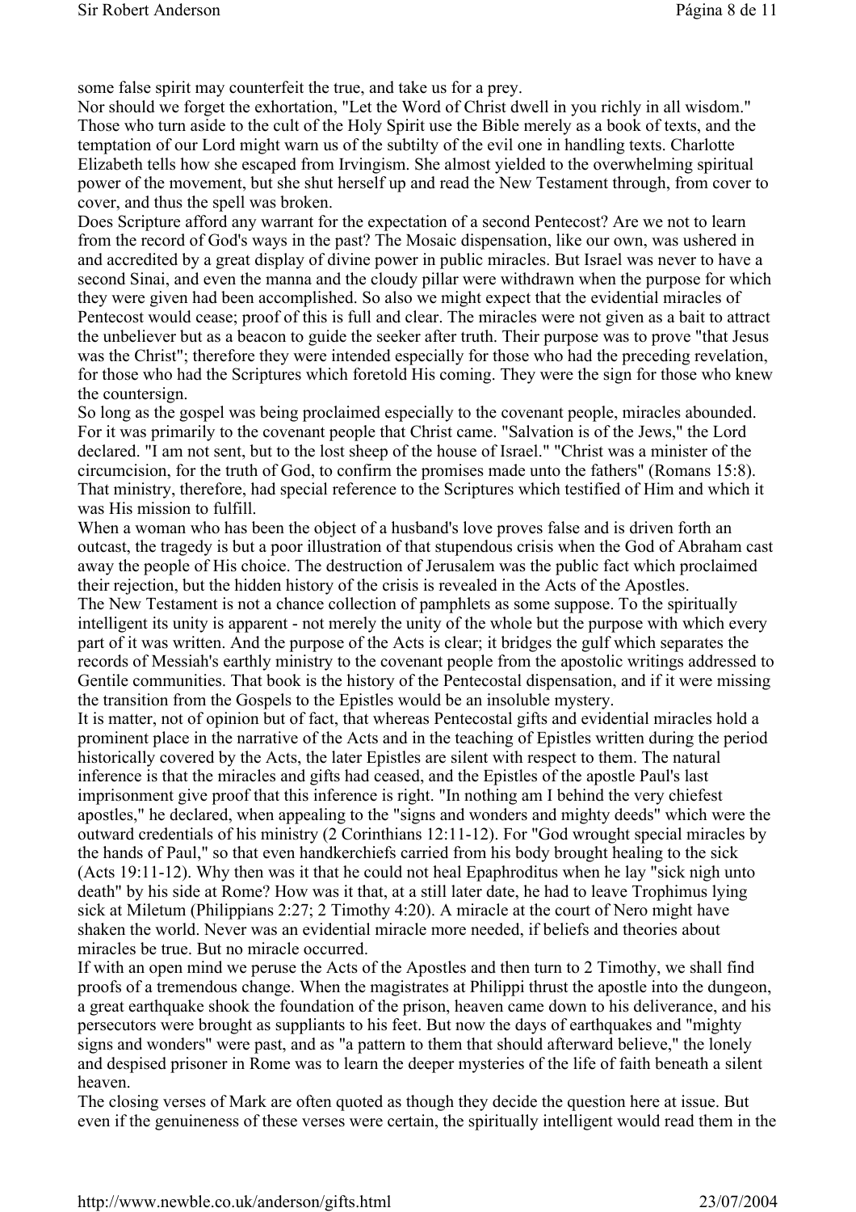some false spirit may counterfeit the true, and take us for a prey.

Nor should we forget the exhortation, "Let the Word of Christ dwell in you richly in all wisdom." Those who turn aside to the cult of the Holy Spirit use the Bible merely as a book of texts, and the temptation of our Lord might warn us of the subtilty of the evil one in handling texts. Charlotte Elizabeth tells how she escaped from Irvingism. She almost yielded to the overwhelming spiritual power of the movement, but she shut herself up and read the New Testament through, from cover to cover, and thus the spell was broken.

Does Scripture afford any warrant for the expectation of a second Pentecost? Are we not to learn from the record of God's ways in the past? The Mosaic dispensation, like our own, was ushered in and accredited by a great display of divine power in public miracles. But Israel was never to have a second Sinai, and even the manna and the cloudy pillar were withdrawn when the purpose for which they were given had been accomplished. So also we might expect that the evidential miracles of Pentecost would cease; proof of this is full and clear. The miracles were not given as a bait to attract the unbeliever but as a beacon to guide the seeker after truth. Their purpose was to prove "that Jesus was the Christ"; therefore they were intended especially for those who had the preceding revelation, for those who had the Scriptures which foretold His coming. They were the sign for those who knew the countersign.

So long as the gospel was being proclaimed especially to the covenant people, miracles abounded. For it was primarily to the covenant people that Christ came. "Salvation is of the Jews," the Lord declared. "I am not sent, but to the lost sheep of the house of Israel." "Christ was a minister of the circumcision, for the truth of God, to confirm the promises made unto the fathers" (Romans 15:8). That ministry, therefore, had special reference to the Scriptures which testified of Him and which it was His mission to fulfill.

When a woman who has been the object of a husband's love proves false and is driven forth an outcast, the tragedy is but a poor illustration of that stupendous crisis when the God of Abraham cast away the people of His choice. The destruction of Jerusalem was the public fact which proclaimed their rejection, but the hidden history of the crisis is revealed in the Acts of the Apostles.

The New Testament is not a chance collection of pamphlets as some suppose. To the spiritually intelligent its unity is apparent - not merely the unity of the whole but the purpose with which every part of it was written. And the purpose of the Acts is clear; it bridges the gulf which separates the records of Messiah's earthly ministry to the covenant people from the apostolic writings addressed to Gentile communities. That book is the history of the Pentecostal dispensation, and if it were missing the transition from the Gospels to the Epistles would be an insoluble mystery.

It is matter, not of opinion but of fact, that whereas Pentecostal gifts and evidential miracles hold a prominent place in the narrative of the Acts and in the teaching of Epistles written during the period historically covered by the Acts, the later Epistles are silent with respect to them. The natural inference is that the miracles and gifts had ceased, and the Epistles of the apostle Paul's last imprisonment give proof that this inference is right. "In nothing am I behind the very chiefest apostles," he declared, when appealing to the "signs and wonders and mighty deeds" which were the outward credentials of his ministry (2 Corinthians 12:11-12). For "God wrought special miracles by the hands of Paul," so that even handkerchiefs carried from his body brought healing to the sick (Acts 19:11-12). Why then was it that he could not heal Epaphroditus when he lay "sick nigh unto death" by his side at Rome? How was it that, at a still later date, he had to leave Trophimus lying sick at Miletum (Philippians 2:27; 2 Timothy 4:20). A miracle at the court of Nero might have shaken the world. Never was an evidential miracle more needed, if beliefs and theories about miracles be true. But no miracle occurred.

If with an open mind we peruse the Acts of the Apostles and then turn to 2 Timothy, we shall find proofs of a tremendous change. When the magistrates at Philippi thrust the apostle into the dungeon, a great earthquake shook the foundation of the prison, heaven came down to his deliverance, and his persecutors were brought as suppliants to his feet. But now the days of earthquakes and "mighty signs and wonders" were past, and as "a pattern to them that should afterward believe," the lonely and despised prisoner in Rome was to learn the deeper mysteries of the life of faith beneath a silent heaven.

The closing verses of Mark are often quoted as though they decide the question here at issue. But even if the genuineness of these verses were certain, the spiritually intelligent would read them in the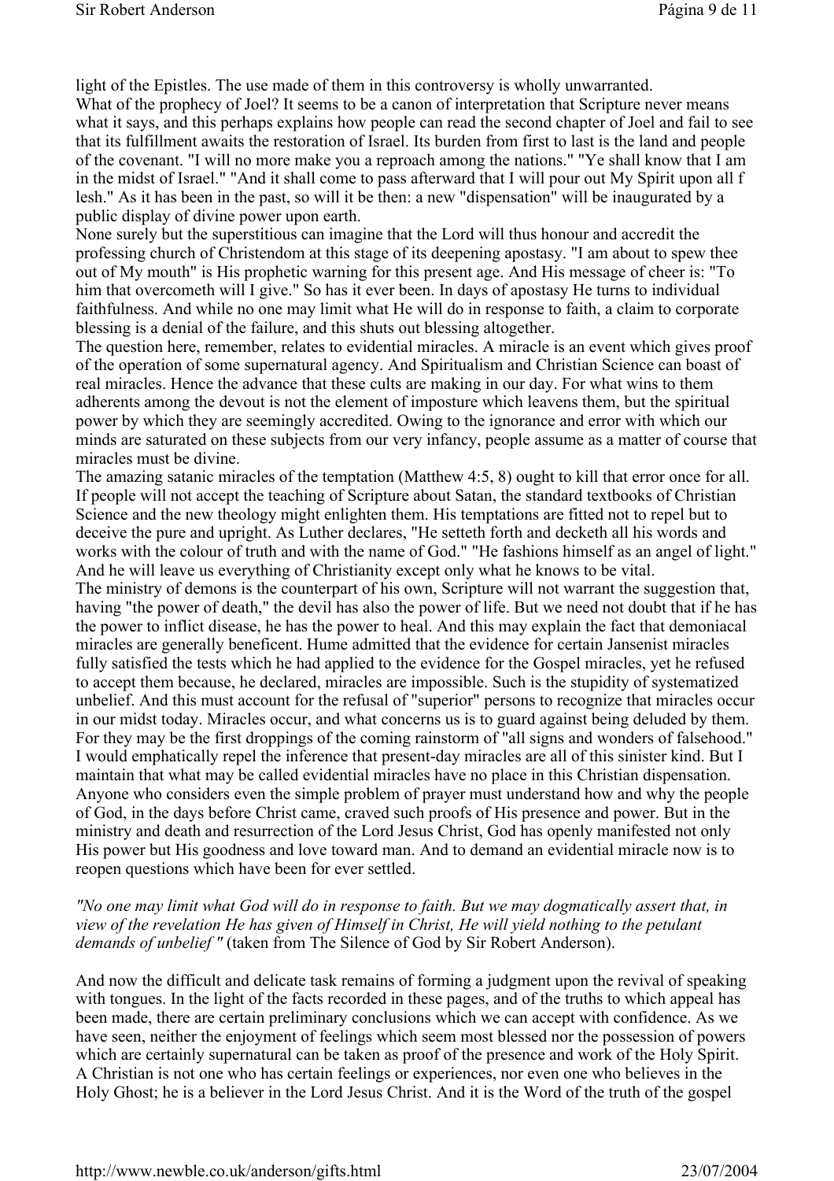light of the Epistles. The use made of them in this controversy is wholly unwarranted.

What of the prophecy of Joel? It seems to be a canon of interpretation that Scripture never means what it says, and this perhaps explains how people can read the second chapter of Joel and fail to see that its fulfillment awaits the restoration of Israel. Its burden from first to last is the land and people of the covenant. "I will no more make you a reproach among the nations." "Ye shall know that I am in the midst of Israel." "And it shall come to pass afterward that I will pour out My Spirit upon all f lesh." As it has been in the past, so will it be then: a new "dispensation" will be inaugurated by a public display of divine power upon earth.

None surely but the superstitious can imagine that the Lord will thus honour and accredit the professing church of Christendom at this stage of its deepening apostasy. "I am about to spew thee out of My mouth" is His prophetic warning for this present age. And His message of cheer is: "To him that overcometh will I give." So has it ever been. In days of apostasy He turns to individual faithfulness. And while no one may limit what He will do in response to faith, a claim to corporate blessing is a denial of the failure, and this shuts out blessing altogether.

The question here, remember, relates to evidential miracles. A miracle is an event which gives proof of the operation of some supernatural agency. And Spiritualism and Christian Science can boast of real miracles. Hence the advance that these cults are making in our day. For what wins to them adherents among the devout is not the element of imposture which leavens them, but the spiritual power by which they are seemingly accredited. Owing to the ignorance and error with which our minds are saturated on these subjects from our very infancy, people assume as a matter of course that miracles must be divine.

The amazing satanic miracles of the temptation (Matthew 4:5, 8) ought to kill that error once for all. If people will not accept the teaching of Scripture about Satan, the standard textbooks of Christian Science and the new theology might enlighten them. His temptations are fitted not to repel but to deceive the pure and upright. As Luther declares, "He setteth forth and decketh all his words and works with the colour of truth and with the name of God." "He fashions himself as an angel of light." And he will leave us everything of Christianity except only what he knows to be vital.

The ministry of demons is the counterpart of his own, Scripture will not warrant the suggestion that, having "the power of death," the devil has also the power of life. But we need not doubt that if he has the power to inflict disease, he has the power to heal. And this may explain the fact that demoniacal miracles are generally beneficent. Hume admitted that the evidence for certain Jansenist miracles fully satisfied the tests which he had applied to the evidence for the Gospel miracles, yet he refused to accept them because, he declared, miracles are impossible. Such is the stupidity of systematized unbelief. And this must account for the refusal of "superior" persons to recognize that miracles occur in our midst today. Miracles occur, and what concerns us is to guard against being deluded by them. For they may be the first droppings of the coming rainstorm of "all signs and wonders of falsehood." I would emphatically repel the inference that present-day miracles are all of this sinister kind. But I maintain that what may be called evidential miracles have no place in this Christian dispensation. Anyone who considers even the simple problem of prayer must understand how and why the people of God, in the days before Christ came, craved such proofs of His presence and power. But in the ministry and death and resurrection of the Lord Jesus Christ, God has openly manifested not only His power but His goodness and love toward man. And to demand an evidential miracle now is to reopen questions which have been for ever settled.

*"No one may limit what God will do in response to faith. But we may dogmatically assert that, in view of the revelation He has given of Himself in Christ, He will yield nothing to the petulant demands of unbelief "* (taken from The Silence of God by Sir Robert Anderson).

And now the difficult and delicate task remains of forming a judgment upon the revival of speaking with tongues. In the light of the facts recorded in these pages, and of the truths to which appeal has been made, there are certain preliminary conclusions which we can accept with confidence. As we have seen, neither the enjoyment of feelings which seem most blessed nor the possession of powers which are certainly supernatural can be taken as proof of the presence and work of the Holy Spirit. A Christian is not one who has certain feelings or experiences, nor even one who believes in the Holy Ghost; he is a believer in the Lord Jesus Christ. And it is the Word of the truth of the gospel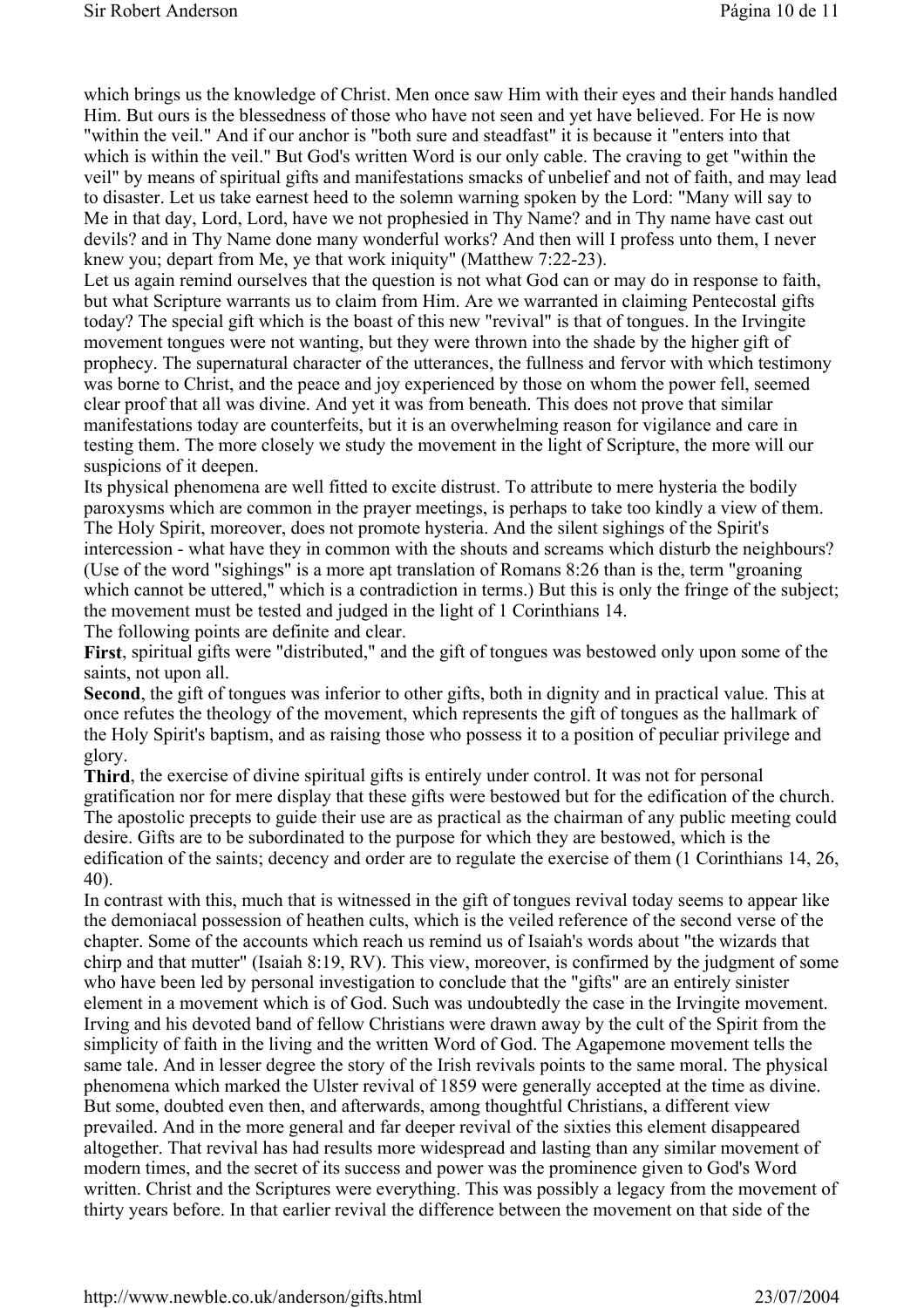which brings us the knowledge of Christ. Men once saw Him with their eyes and their hands handled Him. But ours is the blessedness of those who have not seen and yet have believed. For He is now "within the veil." And if our anchor is "both sure and steadfast" it is because it "enters into that which is within the veil." But God's written Word is our only cable. The craving to get "within the veil" by means of spiritual gifts and manifestations smacks of unbelief and not of faith, and may lead to disaster. Let us take earnest heed to the solemn warning spoken by the Lord: "Many will say to Me in that day, Lord, Lord, have we not prophesied in Thy Name? and in Thy name have cast out devils? and in Thy Name done many wonderful works? And then will I profess unto them, I never knew you; depart from Me, ye that work iniquity" (Matthew 7:22-23).

Let us again remind ourselves that the question is not what God can or may do in response to faith, but what Scripture warrants us to claim from Him. Are we warranted in claiming Pentecostal gifts today? The special gift which is the boast of this new "revival" is that of tongues. In the Irvingite movement tongues were not wanting, but they were thrown into the shade by the higher gift of prophecy. The supernatural character of the utterances, the fullness and fervor with which testimony was borne to Christ, and the peace and joy experienced by those on whom the power fell, seemed clear proof that all was divine. And yet it was from beneath. This does not prove that similar manifestations today are counterfeits, but it is an overwhelming reason for vigilance and care in testing them. The more closely we study the movement in the light of Scripture, the more will our suspicions of it deepen.

Its physical phenomena are well fitted to excite distrust. To attribute to mere hysteria the bodily paroxysms which are common in the prayer meetings, is perhaps to take too kindly a view of them. The Holy Spirit, moreover, does not promote hysteria. And the silent sighings of the Spirit's intercession - what have they in common with the shouts and screams which disturb the neighbours? (Use of the word "sighings" is a more apt translation of Romans 8:26 than is the, term "groaning which cannot be uttered," which is a contradiction in terms.) But this is only the fringe of the subject; the movement must be tested and judged in the light of 1 Corinthians 14.

The following points are definite and clear.

**First**, spiritual gifts were "distributed," and the gift of tongues was bestowed only upon some of the saints, not upon all.

**Second**, the gift of tongues was inferior to other gifts, both in dignity and in practical value. This at once refutes the theology of the movement, which represents the gift of tongues as the hallmark of the Holy Spirit's baptism, and as raising those who possess it to a position of peculiar privilege and glory.

**Third**, the exercise of divine spiritual gifts is entirely under control. It was not for personal gratification nor for mere display that these gifts were bestowed but for the edification of the church. The apostolic precepts to guide their use are as practical as the chairman of any public meeting could desire. Gifts are to be subordinated to the purpose for which they are bestowed, which is the edification of the saints; decency and order are to regulate the exercise of them (1 Corinthians 14, 26, 40).

In contrast with this, much that is witnessed in the gift of tongues revival today seems to appear like the demoniacal possession of heathen cults, which is the veiled reference of the second verse of the chapter. Some of the accounts which reach us remind us of Isaiah's words about "the wizards that chirp and that mutter" (Isaiah 8:19, RV). This view, moreover, is confirmed by the judgment of some who have been led by personal investigation to conclude that the "gifts" are an entirely sinister element in a movement which is of God. Such was undoubtedly the case in the Irvingite movement. Irving and his devoted band of fellow Christians were drawn away by the cult of the Spirit from the simplicity of faith in the living and the written Word of God. The Agapemone movement tells the same tale. And in lesser degree the story of the Irish revivals points to the same moral. The physical phenomena which marked the Ulster revival of 1859 were generally accepted at the time as divine. But some, doubted even then, and afterwards, among thoughtful Christians, a different view prevailed. And in the more general and far deeper revival of the sixties this element disappeared altogether. That revival has had results more widespread and lasting than any similar movement of modern times, and the secret of its success and power was the prominence given to God's Word written. Christ and the Scriptures were everything. This was possibly a legacy from the movement of thirty years before. In that earlier revival the difference between the movement on that side of the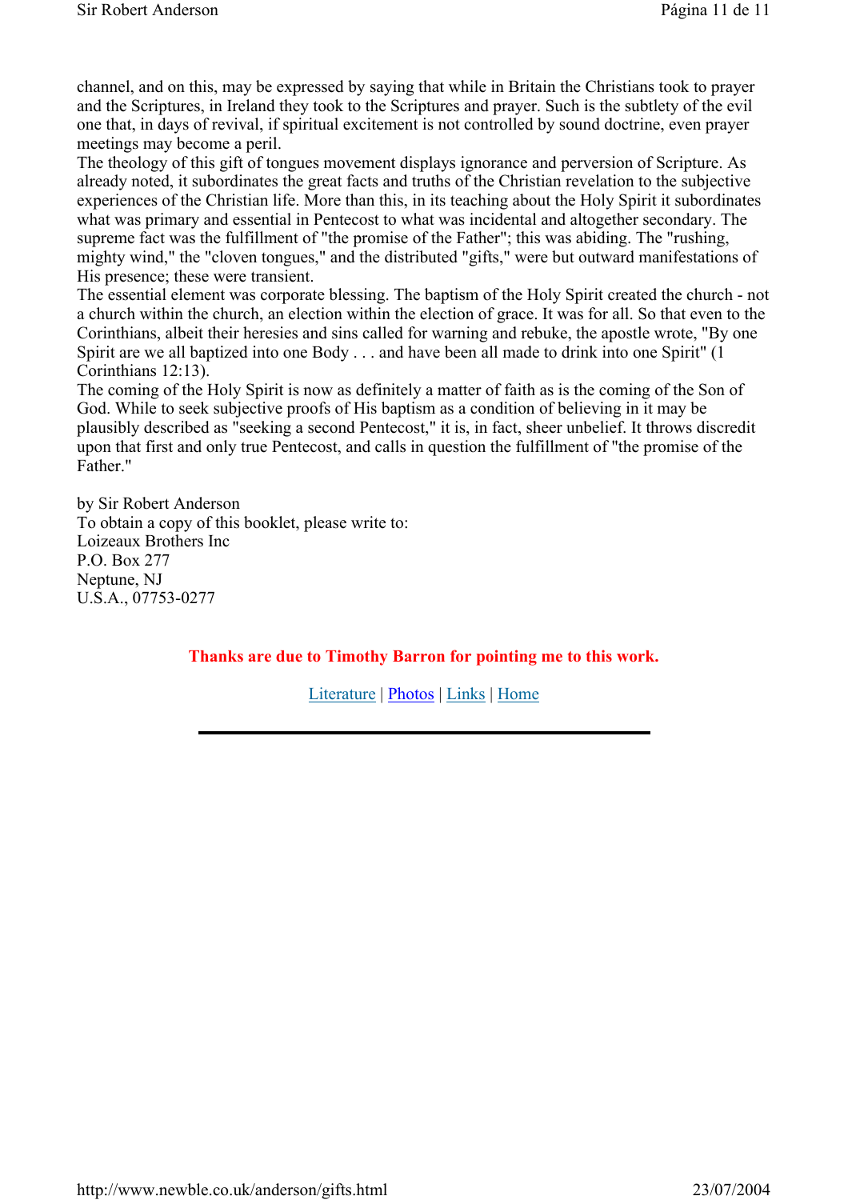channel, and on this, may be expressed by saying that while in Britain the Christians took to prayer and the Scriptures, in Ireland they took to the Scriptures and prayer. Such is the subtlety of the evil one that, in days of revival, if spiritual excitement is not controlled by sound doctrine, even prayer meetings may become a peril.

The theology of this gift of tongues movement displays ignorance and perversion of Scripture. As already noted, it subordinates the great facts and truths of the Christian revelation to the subjective experiences of the Christian life. More than this, in its teaching about the Holy Spirit it subordinates what was primary and essential in Pentecost to what was incidental and altogether secondary. The supreme fact was the fulfillment of "the promise of the Father"; this was abiding. The "rushing, mighty wind," the "cloven tongues," and the distributed "gifts," were but outward manifestations of His presence; these were transient.

The essential element was corporate blessing. The baptism of the Holy Spirit created the church - not a church within the church, an election within the election of grace. It was for all. So that even to the Corinthians, albeit their heresies and sins called for warning and rebuke, the apostle wrote, "By one Spirit are we all baptized into one Body . . . and have been all made to drink into one Spirit" (1 Corinthians 12:13).

The coming of the Holy Spirit is now as definitely a matter of faith as is the coming of the Son of God. While to seek subjective proofs of His baptism as a condition of believing in it may be plausibly described as "seeking a second Pentecost," it is, in fact, sheer unbelief. It throws discredit upon that first and only true Pentecost, and calls in question the fulfillment of "the promise of the Father."

by Sir Robert Anderson
To obtain a copy of this booklet, please write to:
Loizeaux Brothers Inc
P.O. Box 277
Neptune, NJ
U.S.A., 07753-0277

**Thanks are due to Timothy Barron for pointing me to this work.**

Literature | Photos | Links | Home